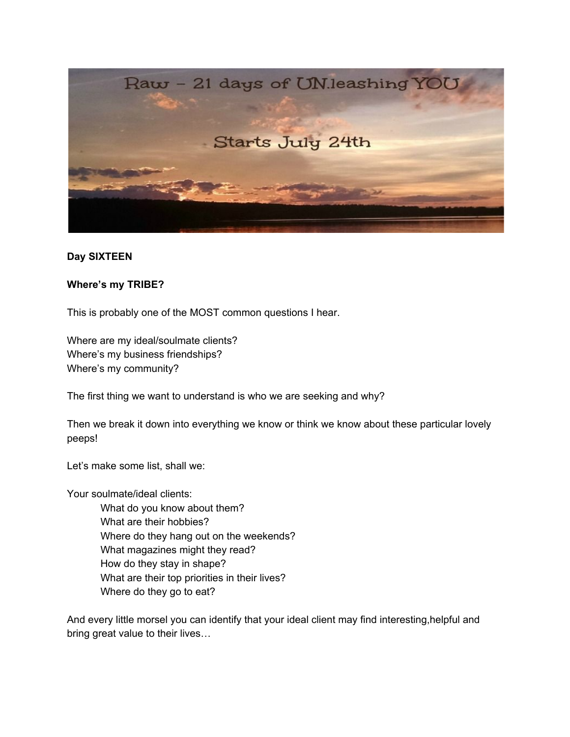Raw – 21 days of UN.leashing YOU

Starts July 24th

**Day SIXTEEN**

**Where's my TRIBE?**

This is probably one of the MOST common questions I hear.

Where are my ideal/soulmate clients?
Where's my business friendships?
Where's my community?

The first thing we want to understand is who we are seeking and why?

Then we break it down into everything we know or think we know about these particular lovely peeps!

Let's make some list, shall we:

Your soulmate/ideal clients:

- What do you know about them?
- What are their hobbies?
- Where do they hang out on the weekends?
- What magazines might they read?
- How do they stay in shape?
- What are their top priorities in their lives?
- Where do they go to eat?

And every little morsel you can identify that your ideal client may find interesting,helpful and bring great value to their lives…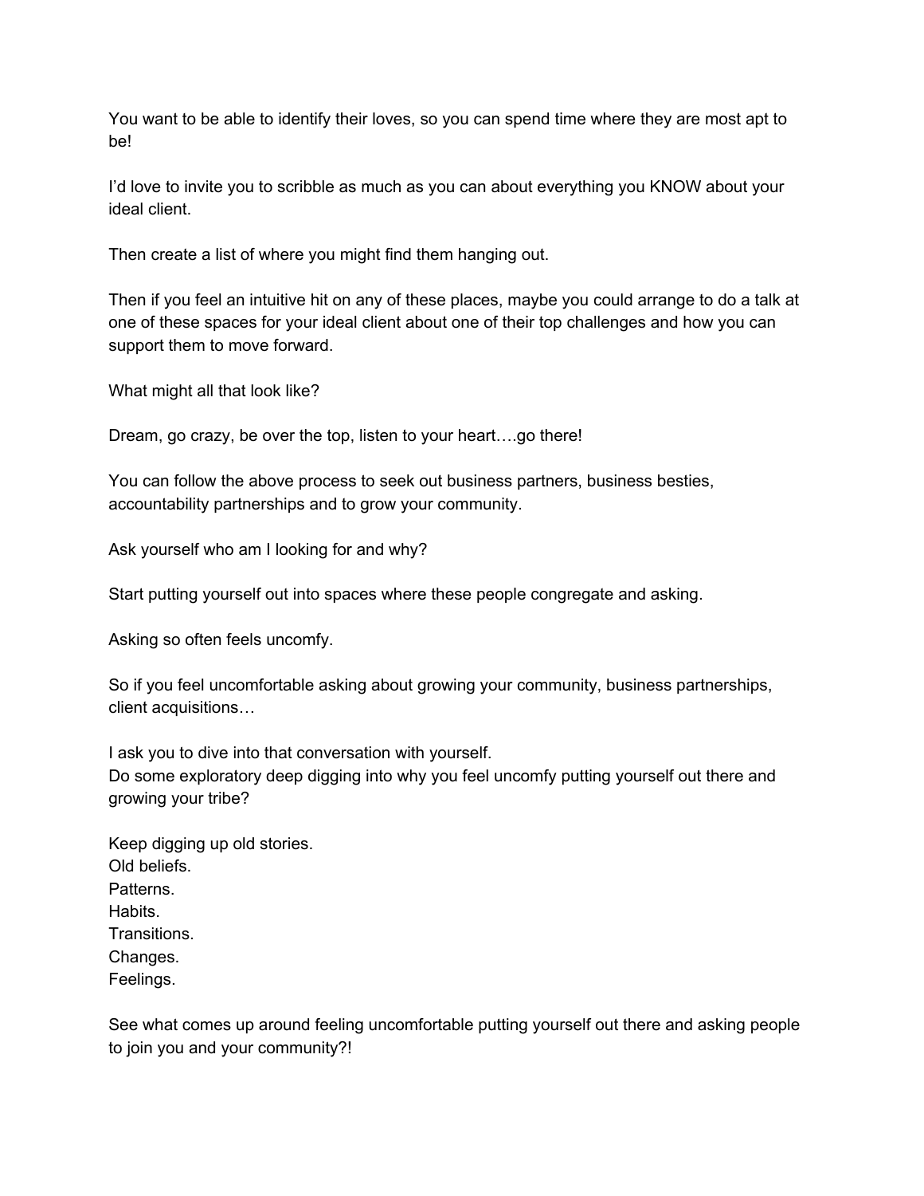You want to be able to identify their loves, so you can spend time where they are most apt to be!

I'd love to invite you to scribble as much as you can about everything you KNOW about your ideal client.

Then create a list of where you might find them hanging out.

Then if you feel an intuitive hit on any of these places, maybe you could arrange to do a talk at one of these spaces for your ideal client about one of their top challenges and how you can support them to move forward.

What might all that look like?

Dream, go crazy, be over the top, listen to your heart….go there!

You can follow the above process to seek out business partners, business besties, accountability partnerships and to grow your community.

Ask yourself who am I looking for and why?

Start putting yourself out into spaces where these people congregate and asking.

Asking so often feels uncomfy.

So if you feel uncomfortable asking about growing your community, business partnerships, client acquisitions…

I ask you to dive into that conversation with yourself.
Do some exploratory deep digging into why you feel uncomfy putting yourself out there and growing your tribe?

Keep digging up old stories.
Old beliefs.
Patterns.
Habits.
Transitions.
Changes.
Feelings.

See what comes up around feeling uncomfortable putting yourself out there and asking people to join you and your community?!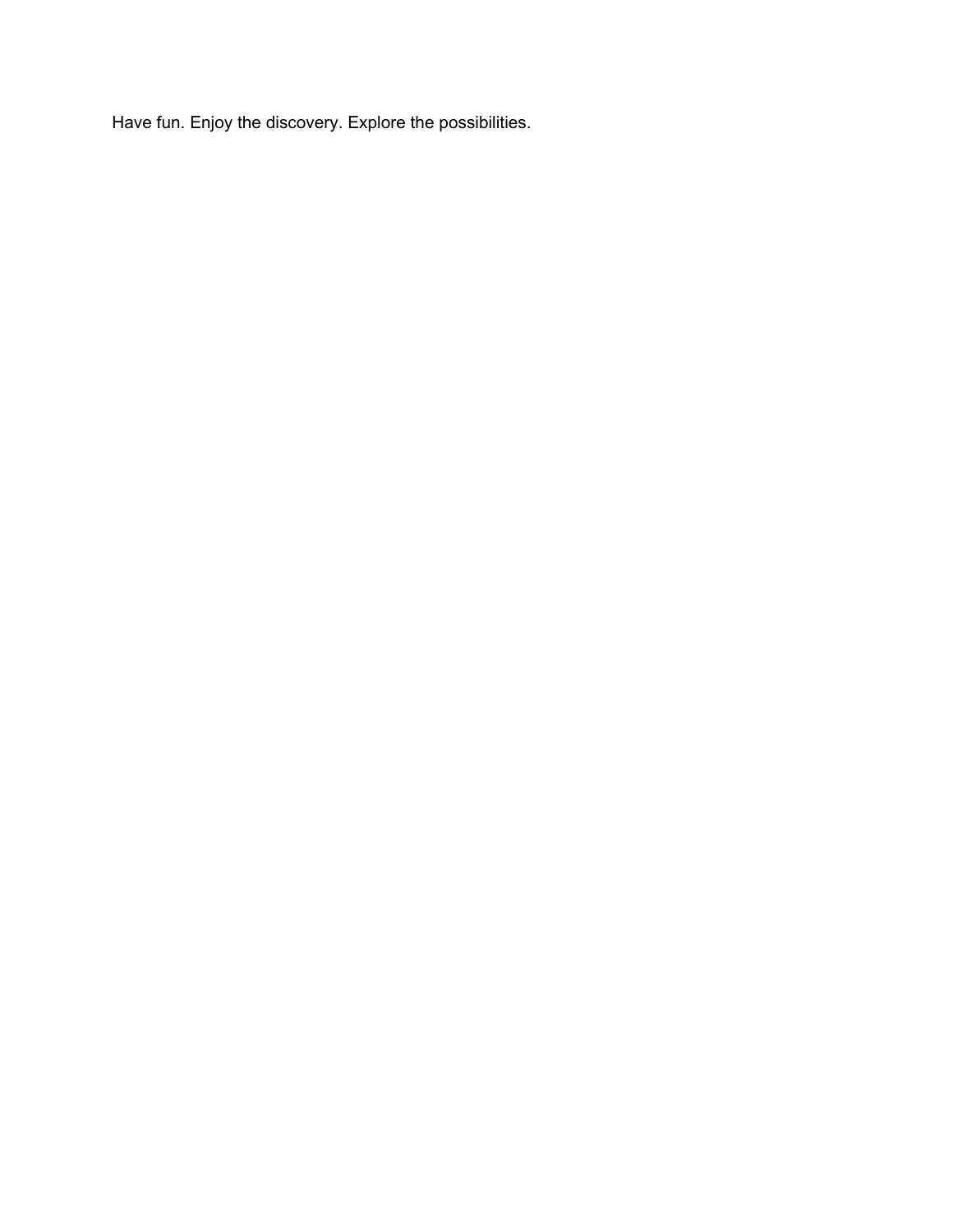Have fun. Enjoy the discovery. Explore the possibilities.